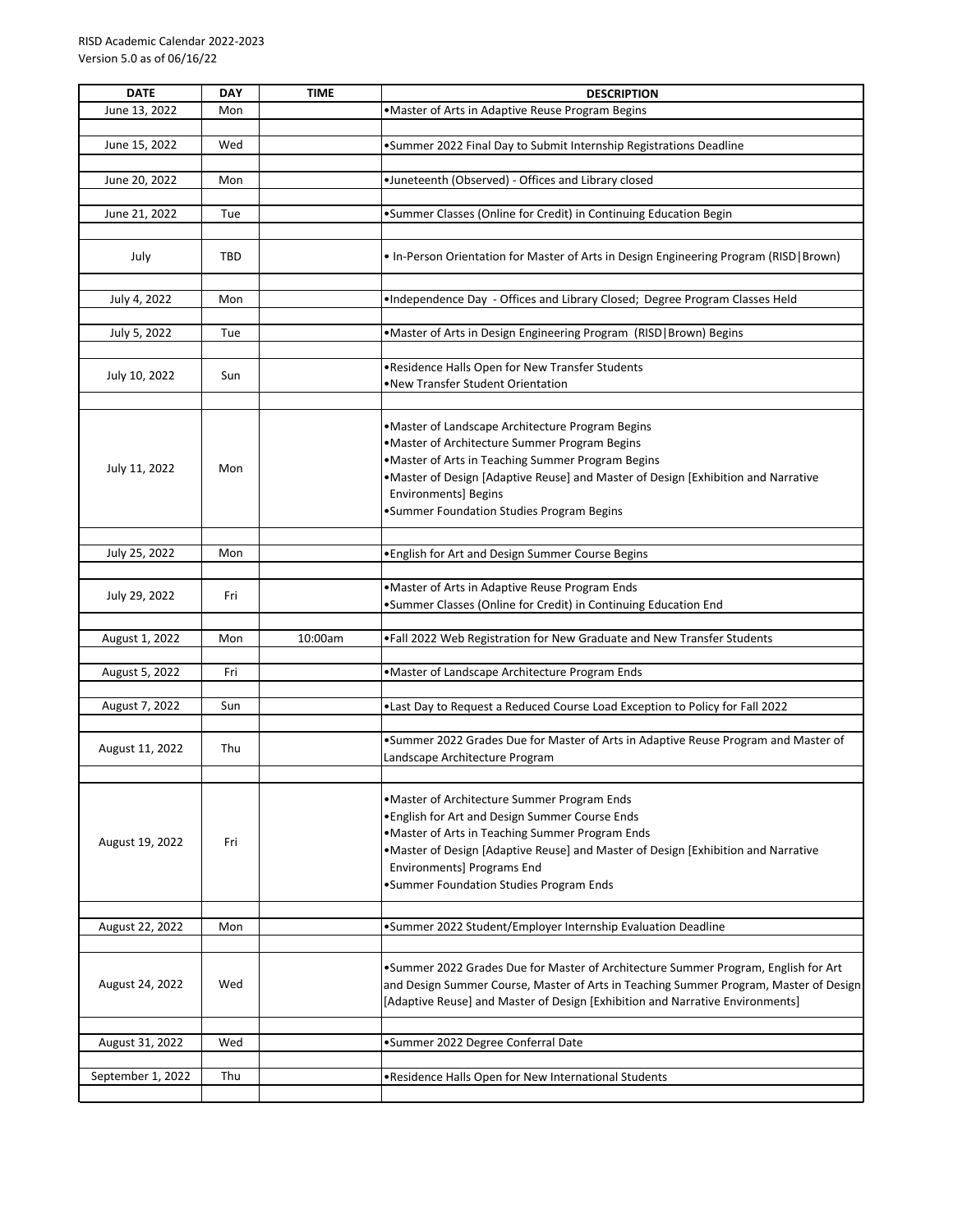RISD Academic Calendar 2022-2023
Version 5.0 as of 06/16/22

| DATE | DAY | TIME | DESCRIPTION |
|---|---|---|---|
| June 13, 2022 | Mon | | •Master of Arts in Adaptive Reuse Program Begins |
| June 15, 2022 | Wed | | •Summer 2022 Final Day to Submit Internship Registrations Deadline |
| June 20, 2022 | Mon | | •Juneteenth (Observed) - Offices and Library closed |
| June 21, 2022 | Tue | | •Summer Classes (Online for Credit) in Continuing Education Begin |
| July | TBD | | • In-Person Orientation for Master of Arts in Design Engineering Program (RISD\|Brown) |
| July 4, 2022 | Mon | | •Independence Day - Offices and Library Closed; Degree Program Classes Held |
| July 5, 2022 | Tue | | •Master of Arts in Design Engineering Program (RISD\|Brown) Begins |
| July 10, 2022 | Sun | | •Residence Halls Open for New Transfer Students<br>•New Transfer Student Orientation |
| July 11, 2022 | Mon | | •Master of Landscape Architecture Program Begins<br>•Master of Architecture Summer Program Begins<br>•Master of Arts in Teaching Summer Program Begins<br>•Master of Design [Adaptive Reuse] and Master of Design [Exhibition and Narrative Environments] Begins<br>•Summer Foundation Studies Program Begins |
| July 25, 2022 | Mon | | •English for Art and Design Summer Course Begins |
| July 29, 2022 | Fri | | •Master of Arts in Adaptive Reuse Program Ends<br>•Summer Classes (Online for Credit) in Continuing Education End |
| August 1, 2022 | Mon | 10:00am | •Fall 2022 Web Registration for New Graduate and New Transfer Students |
| August 5, 2022 | Fri | | •Master of Landscape Architecture Program Ends |
| August 7, 2022 | Sun | | •Last Day to Request a Reduced Course Load Exception to Policy for Fall 2022 |
| August 11, 2022 | Thu | | •Summer 2022 Grades Due for Master of Arts in Adaptive Reuse Program and Master of Landscape Architecture Program |
| August 19, 2022 | Fri | | •Master of Architecture Summer Program Ends<br>•English for Art and Design Summer Course Ends<br>•Master of Arts in Teaching Summer Program Ends<br>•Master of Design [Adaptive Reuse] and Master of Design [Exhibition and Narrative Environments] Programs End<br>•Summer Foundation Studies Program Ends |
| August 22, 2022 | Mon | | •Summer 2022 Student/Employer Internship Evaluation Deadline |
| August 24, 2022 | Wed | | •Summer 2022 Grades Due for Master of Architecture Summer Program, English for Art and Design Summer Course, Master of Arts in Teaching Summer Program, Master of Design [Adaptive Reuse] and Master of Design [Exhibition and Narrative Environments] |
| August 31, 2022 | Wed | | •Summer 2022 Degree Conferral Date |
| September 1, 2022 | Thu | | •Residence Halls Open for New International Students |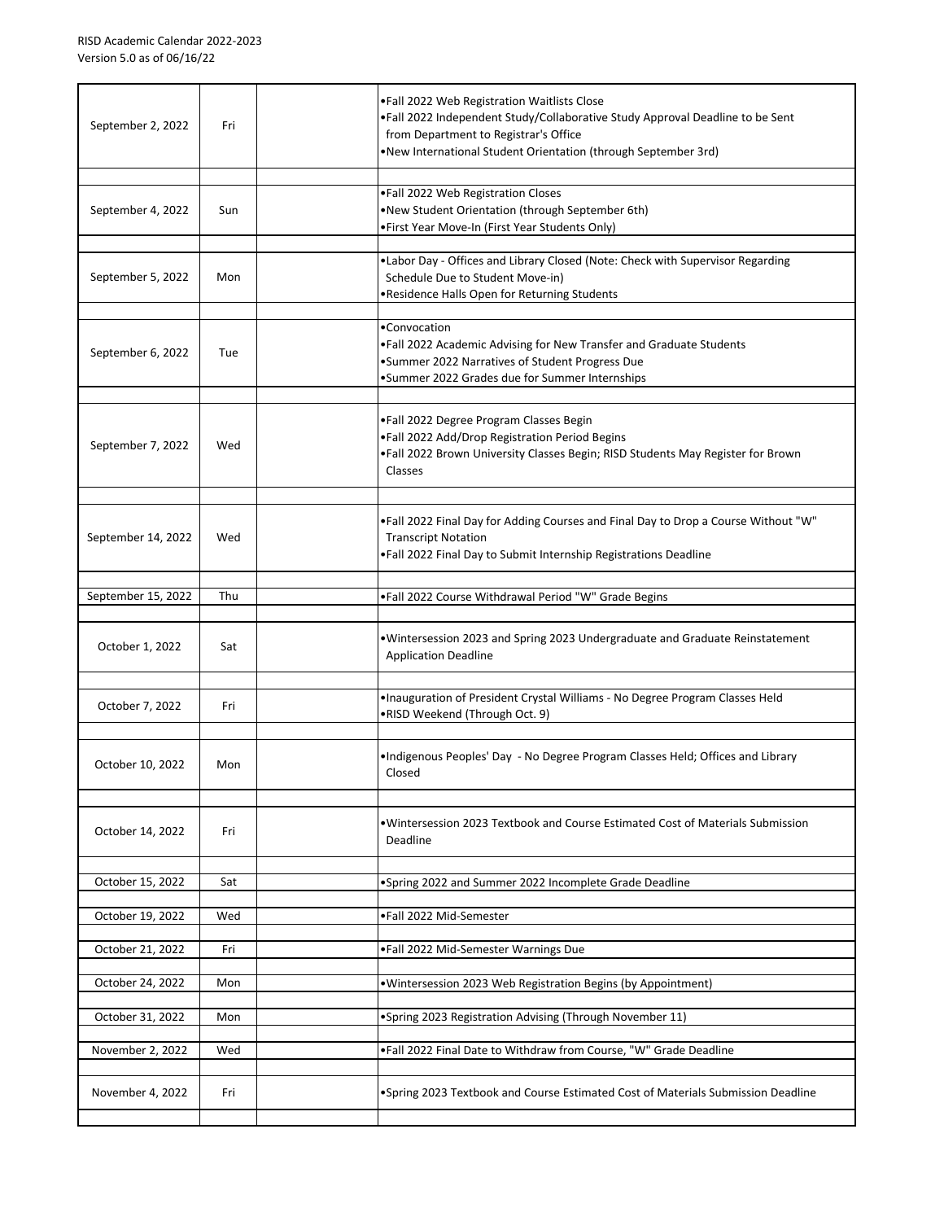| | | | |
|---|---|---|---|
| September 2, 2022 | Fri | | •Fall 2022 Web Registration Waitlists Close<br>•Fall 2022 Independent Study/Collaborative Study Approval Deadline to be Sent from Department to Registrar's Office<br>•New International Student Orientation (through September 3rd) |
| September 4, 2022 | Sun | | •Fall 2022 Web Registration Closes<br>•New Student Orientation (through September 6th)<br>•First Year Move-In (First Year Students Only) |
| September 5, 2022 | Mon | | •Labor Day - Offices and Library Closed (Note: Check with Supervisor Regarding Schedule Due to Student Move-in)<br>•Residence Halls Open for Returning Students |
| September 6, 2022 | Tue | | •Convocation<br>•Fall 2022 Academic Advising for New Transfer and Graduate Students<br>•Summer 2022 Narratives of Student Progress Due<br>•Summer 2022 Grades due for Summer Internships |
| September 7, 2022 | Wed | | •Fall 2022 Degree Program Classes Begin<br>•Fall 2022 Add/Drop Registration Period Begins<br>•Fall 2022 Brown University Classes Begin; RISD Students May Register for Brown Classes |
| September 14, 2022 | Wed | | •Fall 2022 Final Day for Adding Courses and Final Day to Drop a Course Without "W" Transcript Notation<br>•Fall 2022 Final Day to Submit Internship Registrations Deadline |
| September 15, 2022 | Thu | | •Fall 2022 Course Withdrawal Period "W" Grade Begins |
| October 1, 2022 | Sat | | •Wintersession 2023 and Spring 2023 Undergraduate and Graduate Reinstatement Application Deadline |
| October 7, 2022 | Fri | | •Inauguration of President Crystal Williams - No Degree Program Classes Held<br>•RISD Weekend (Through Oct. 9) |
| October 10, 2022 | Mon | | •Indigenous Peoples' Day - No Degree Program Classes Held; Offices and Library Closed |
| October 14, 2022 | Fri | | •Wintersession 2023 Textbook and Course Estimated Cost of Materials Submission Deadline |
| October 15, 2022 | Sat | | •Spring 2022 and Summer 2022 Incomplete Grade Deadline |
| October 19, 2022 | Wed | | •Fall 2022 Mid-Semester |
| October 21, 2022 | Fri | | •Fall 2022 Mid-Semester Warnings Due |
| October 24, 2022 | Mon | | •Wintersession 2023 Web Registration Begins (by Appointment) |
| October 31, 2022 | Mon | | •Spring 2023 Registration Advising (Through November 11) |
| November 2, 2022 | Wed | | •Fall 2022 Final Date to Withdraw from Course, "W" Grade Deadline |
| November 4, 2022 | Fri | | •Spring 2023 Textbook and Course Estimated Cost of Materials Submission Deadline |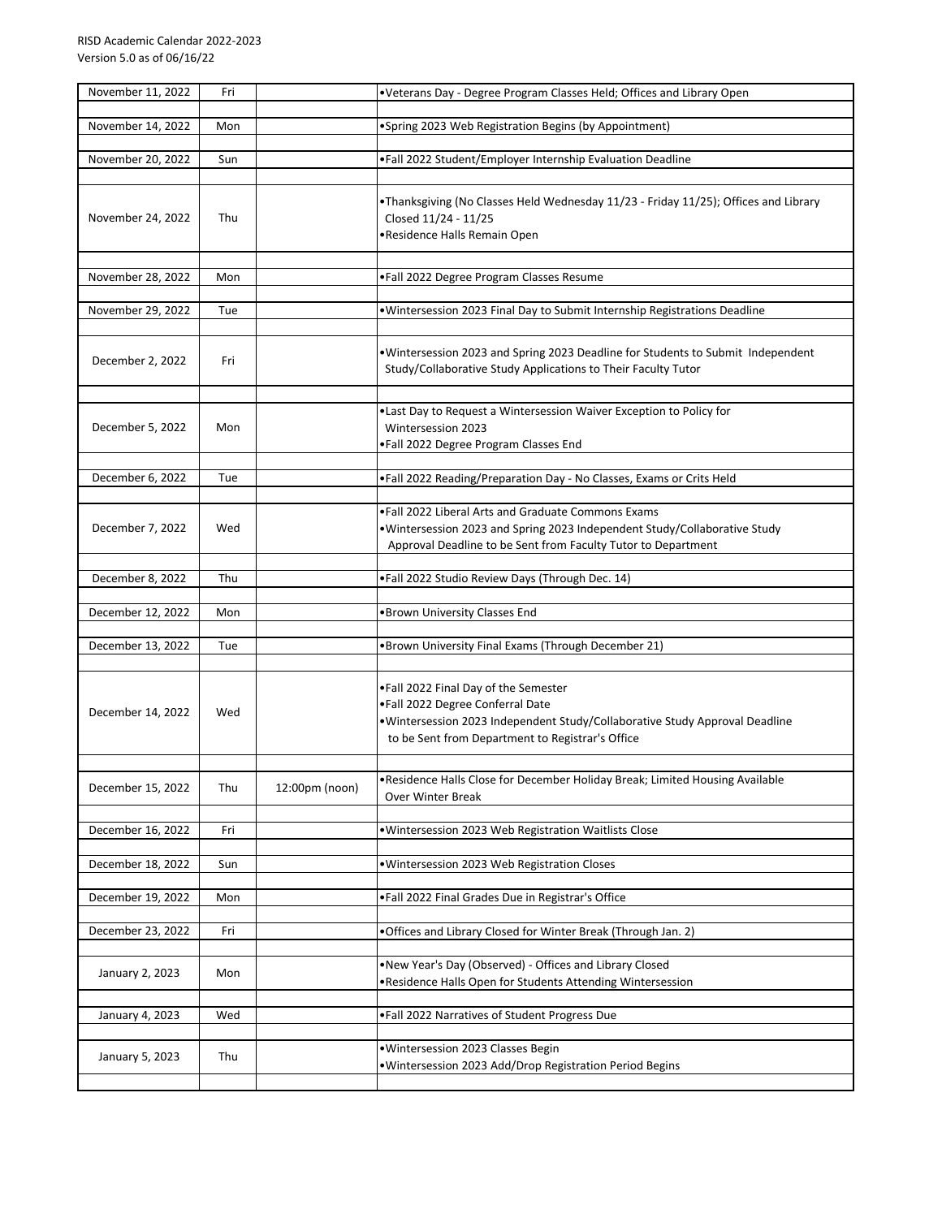| | | | |
|---|---|---|---|
| November 11, 2022 | Fri | | •Veterans Day - Degree Program Classes Held; Offices and Library Open |
| November 14, 2022 | Mon | | •Spring 2023 Web Registration Begins (by Appointment) |
| November 20, 2022 | Sun | | •Fall 2022 Student/Employer Internship Evaluation Deadline |
| November 24, 2022 | Thu | | •Thanksgiving (No Classes Held Wednesday 11/23 - Friday 11/25); Offices and Library Closed 11/24 - 11/25<br>•Residence Halls Remain Open |
| November 28, 2022 | Mon | | •Fall 2022 Degree Program Classes Resume |
| November 29, 2022 | Tue | | •Wintersession 2023 Final Day to Submit Internship Registrations Deadline |
| December 2, 2022 | Fri | | •Wintersession 2023 and Spring 2023 Deadline for Students to Submit Independent Study/Collaborative Study Applications to Their Faculty Tutor |
| December 5, 2022 | Mon | | •Last Day to Request a Wintersession Waiver Exception to Policy for Wintersession 2023<br>•Fall 2022 Degree Program Classes End |
| December 6, 2022 | Tue | | •Fall 2022 Reading/Preparation Day - No Classes, Exams or Crits Held |
| December 7, 2022 | Wed | | •Fall 2022 Liberal Arts and Graduate Commons Exams<br>•Wintersession 2023 and Spring 2023 Independent Study/Collaborative Study Approval Deadline to be Sent from Faculty Tutor to Department |
| December 8, 2022 | Thu | | •Fall 2022 Studio Review Days (Through Dec. 14) |
| December 12, 2022 | Mon | | •Brown University Classes End |
| December 13, 2022 | Tue | | •Brown University Final Exams (Through December 21) |
| December 14, 2022 | Wed | | •Fall 2022 Final Day of the Semester<br>•Fall 2022 Degree Conferral Date<br>•Wintersession 2023 Independent Study/Collaborative Study Approval Deadline to be Sent from Department to Registrar's Office |
| December 15, 2022 | Thu | 12:00pm (noon) | •Residence Halls Close for December Holiday Break; Limited Housing Available Over Winter Break |
| December 16, 2022 | Fri | | •Wintersession 2023 Web Registration Waitlists Close |
| December 18, 2022 | Sun | | •Wintersession 2023 Web Registration Closes |
| December 19, 2022 | Mon | | •Fall 2022 Final Grades Due in Registrar's Office |
| December 23, 2022 | Fri | | •Offices and Library Closed for Winter Break (Through Jan. 2) |
| January 2, 2023 | Mon | | •New Year's Day (Observed) - Offices and Library Closed<br>•Residence Halls Open for Students Attending Wintersession |
| January 4, 2023 | Wed | | •Fall 2022 Narratives of Student Progress Due |
| January 5, 2023 | Thu | | •Wintersession 2023 Classes Begin<br>•Wintersession 2023 Add/Drop Registration Period Begins |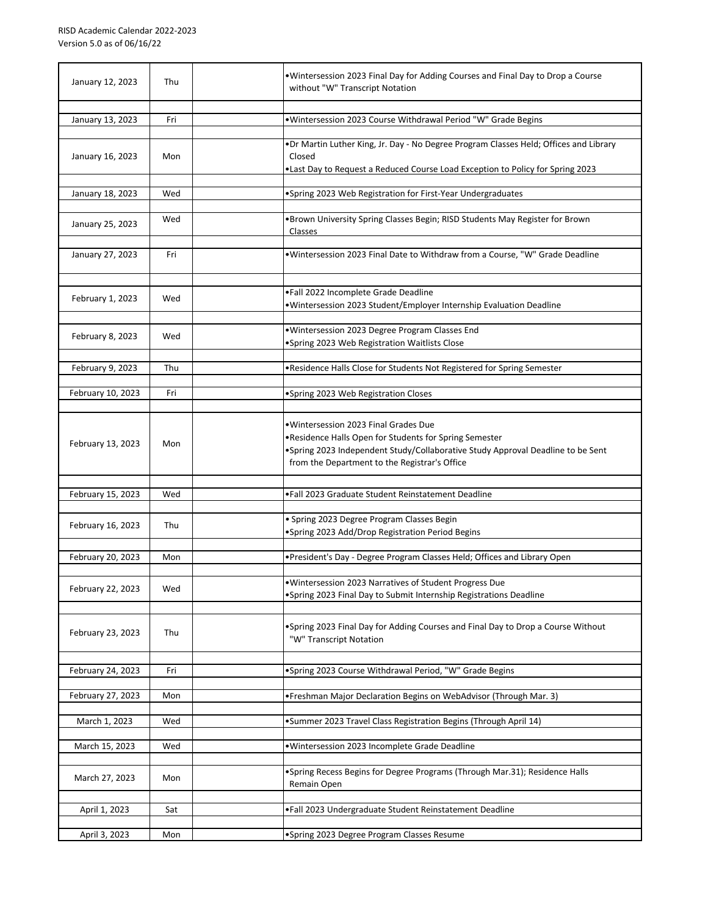| Date | Day | | Event |
|---|---|---|---|
| January 12, 2023 | Thu | | •Wintersession 2023 Final Day for Adding Courses and Final Day to Drop a Course without "W" Transcript Notation |
| January 13, 2023 | Fri | | •Wintersession 2023 Course Withdrawal Period "W" Grade Begins |
| January 16, 2023 | Mon | | •Dr Martin Luther King, Jr. Day - No Degree Program Classes Held; Offices and Library Closed<br>•Last Day to Request a Reduced Course Load Exception to Policy for Spring 2023 |
| January 18, 2023 | Wed | | •Spring 2023 Web Registration for First-Year Undergraduates |
| January 25, 2023 | Wed | | •Brown University Spring Classes Begin; RISD Students May Register for Brown Classes |
| January 27, 2023 | Fri | | •Wintersession 2023 Final Date to Withdraw from a Course, "W" Grade Deadline |
| February 1, 2023 | Wed | | •Fall 2022 Incomplete Grade Deadline<br>•Wintersession 2023 Student/Employer Internship Evaluation Deadline |
| February 8, 2023 | Wed | | •Wintersession 2023 Degree Program Classes End<br>•Spring 2023 Web Registration Waitlists Close |
| February 9, 2023 | Thu | | •Residence Halls Close for Students Not Registered for Spring Semester |
| February 10, 2023 | Fri | | •Spring 2023 Web Registration Closes |
| February 13, 2023 | Mon | | •Wintersession 2023 Final Grades Due<br>•Residence Halls Open for Students for Spring Semester<br>•Spring 2023 Independent Study/Collaborative Study Approval Deadline to be Sent from the Department to the Registrar's Office |
| February 15, 2023 | Wed | | •Fall 2023 Graduate Student Reinstatement Deadline |
| February 16, 2023 | Thu | | • Spring 2023 Degree Program Classes Begin<br>•Spring 2023 Add/Drop Registration Period Begins |
| February 20, 2023 | Mon | | •President's Day - Degree Program Classes Held; Offices and Library Open |
| February 22, 2023 | Wed | | •Wintersession 2023 Narratives of Student Progress Due<br>•Spring 2023 Final Day to Submit Internship Registrations Deadline |
| February 23, 2023 | Thu | | •Spring 2023 Final Day for Adding Courses and Final Day to Drop a Course Without "W" Transcript Notation |
| February 24, 2023 | Fri | | •Spring 2023 Course Withdrawal Period, "W" Grade Begins |
| February 27, 2023 | Mon | | •Freshman Major Declaration Begins on WebAdvisor (Through Mar. 3) |
| March 1, 2023 | Wed | | •Summer 2023 Travel Class Registration Begins (Through April 14) |
| March 15, 2023 | Wed | | •Wintersession 2023 Incomplete Grade Deadline |
| March 27, 2023 | Mon | | •Spring Recess Begins for Degree Programs (Through Mar.31); Residence Halls Remain Open |
| April 1, 2023 | Sat | | •Fall 2023 Undergraduate Student Reinstatement Deadline |
| April 3, 2023 | Mon | | •Spring 2023 Degree Program Classes Resume |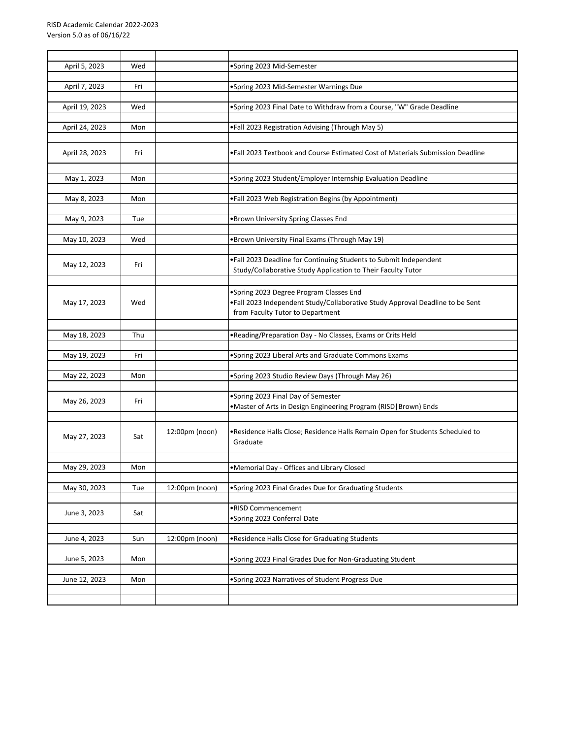| | | | |
|---|---|---|---|
| April 5, 2023 | Wed | | •Spring 2023 Mid-Semester |
| April 7, 2023 | Fri | | •Spring 2023 Mid-Semester Warnings Due |
| April 19, 2023 | Wed | | •Spring 2023 Final Date to Withdraw from a Course, "W" Grade Deadline |
| April 24, 2023 | Mon | | •Fall 2023 Registration Advising (Through May 5) |
| April 28, 2023 | Fri | | •Fall 2023 Textbook and Course Estimated Cost of Materials Submission Deadline |
| May 1, 2023 | Mon | | •Spring 2023 Student/Employer Internship Evaluation Deadline |
| May 8, 2023 | Mon | | •Fall 2023 Web Registration Begins (by Appointment) |
| May 9, 2023 | Tue | | •Brown University Spring Classes End |
| May 10, 2023 | Wed | | •Brown University Final Exams (Through May 19) |
| May 12, 2023 | Fri | | •Fall 2023 Deadline for Continuing Students to Submit Independent Study/Collaborative Study Application to Their Faculty Tutor |
| May 17, 2023 | Wed | | •Spring 2023 Degree Program Classes End<br>•Fall 2023 Independent Study/Collaborative Study Approval Deadline to be Sent from Faculty Tutor to Department |
| May 18, 2023 | Thu | | •Reading/Preparation Day - No Classes, Exams or Crits Held |
| May 19, 2023 | Fri | | •Spring 2023 Liberal Arts and Graduate Commons Exams |
| May 22, 2023 | Mon | | •Spring 2023 Studio Review Days (Through May 26) |
| May 26, 2023 | Fri | | •Spring 2023 Final Day of Semester<br>•Master of Arts in Design Engineering Program (RISD\|Brown) Ends |
| May 27, 2023 | Sat | 12:00pm (noon) | •Residence Halls Close; Residence Halls Remain Open for Students Scheduled to Graduate |
| May 29, 2023 | Mon | | •Memorial Day - Offices and Library Closed |
| May 30, 2023 | Tue | 12:00pm (noon) | •Spring 2023 Final Grades Due for Graduating Students |
| June 3, 2023 | Sat | | •RISD Commencement<br>•Spring 2023 Conferral Date |
| June 4, 2023 | Sun | 12:00pm (noon) | •Residence Halls Close for Graduating Students |
| June 5, 2023 | Mon | | •Spring 2023 Final Grades Due for Non-Graduating Student |
| June 12, 2023 | Mon | | •Spring 2023 Narratives of Student Progress Due |